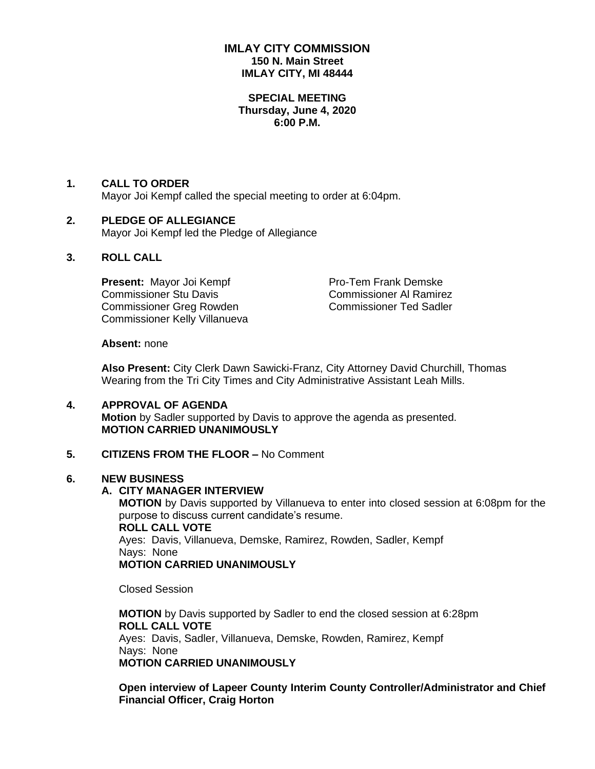# IMLAY CITY COMMISSION

**150 N. Main Street**
**IMLAY CITY, MI 48444**

**SPECIAL MEETING**
**Thursday, June 4, 2020**
**6:00 P.M.**

## 1. CALL TO ORDER

Mayor Joi Kempf called the special meeting to order at 6:04pm.

## 2. PLEDGE OF ALLEGIANCE

Mayor Joi Kempf led the Pledge of Allegiance

## 3. ROLL CALL

**Present:** Mayor Joi Kempf
Pro-Tem Frank Demske
Commissioner Stu Davis
Commissioner Al Ramirez
Commissioner Greg Rowden
Commissioner Ted Sadler
Commissioner Kelly Villanueva

**Absent:** none

**Also Present:** City Clerk Dawn Sawicki-Franz, City Attorney David Churchill, Thomas Wearing from the Tri City Times and City Administrative Assistant Leah Mills.

## 4. APPROVAL OF AGENDA

**Motion** by Sadler supported by Davis to approve the agenda as presented.
**MOTION CARRIED UNANIMOUSLY**

## 5. CITIZENS FROM THE FLOOR – No Comment

## 6. NEW BUSINESS

### A. CITY MANAGER INTERVIEW

**MOTION** by Davis supported by Villanueva to enter into closed session at 6:08pm for the purpose to discuss current candidate's resume.
**ROLL CALL VOTE**
Ayes: Davis, Villanueva, Demske, Ramirez, Rowden, Sadler, Kempf
Nays: None
**MOTION CARRIED UNANIMOUSLY**

Closed Session

**MOTION** by Davis supported by Sadler to end the closed session at 6:28pm
**ROLL CALL VOTE**
Ayes: Davis, Sadler, Villanueva, Demske, Rowden, Ramirez, Kempf
Nays: None
**MOTION CARRIED UNANIMOUSLY**

**Open interview of Lapeer County Interim County Controller/Administrator and Chief Financial Officer, Craig Horton**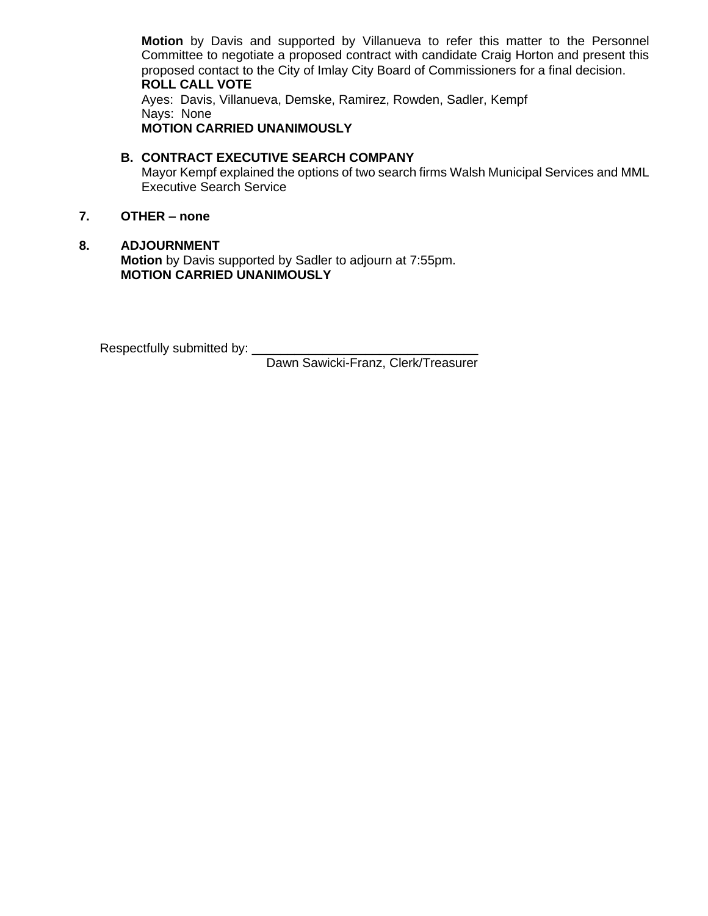**Motion** by Davis and supported by Villanueva to refer this matter to the Personnel Committee to negotiate a proposed contract with candidate Craig Horton and present this proposed contact to the City of Imlay City Board of Commissioners for a final decision.
**ROLL CALL VOTE**
Ayes: Davis, Villanueva, Demske, Ramirez, Rowden, Sadler, Kempf
Nays: None
**MOTION CARRIED UNANIMOUSLY**

**B. CONTRACT EXECUTIVE SEARCH COMPANY**
Mayor Kempf explained the options of two search firms Walsh Municipal Services and MML Executive Search Service

**7. OTHER – none**

**8. ADJOURNMENT**
**Motion** by Davis supported by Sadler to adjourn at 7:55pm.
**MOTION CARRIED UNANIMOUSLY**

Respectfully submitted by: ________________________________
Dawn Sawicki-Franz, Clerk/Treasurer